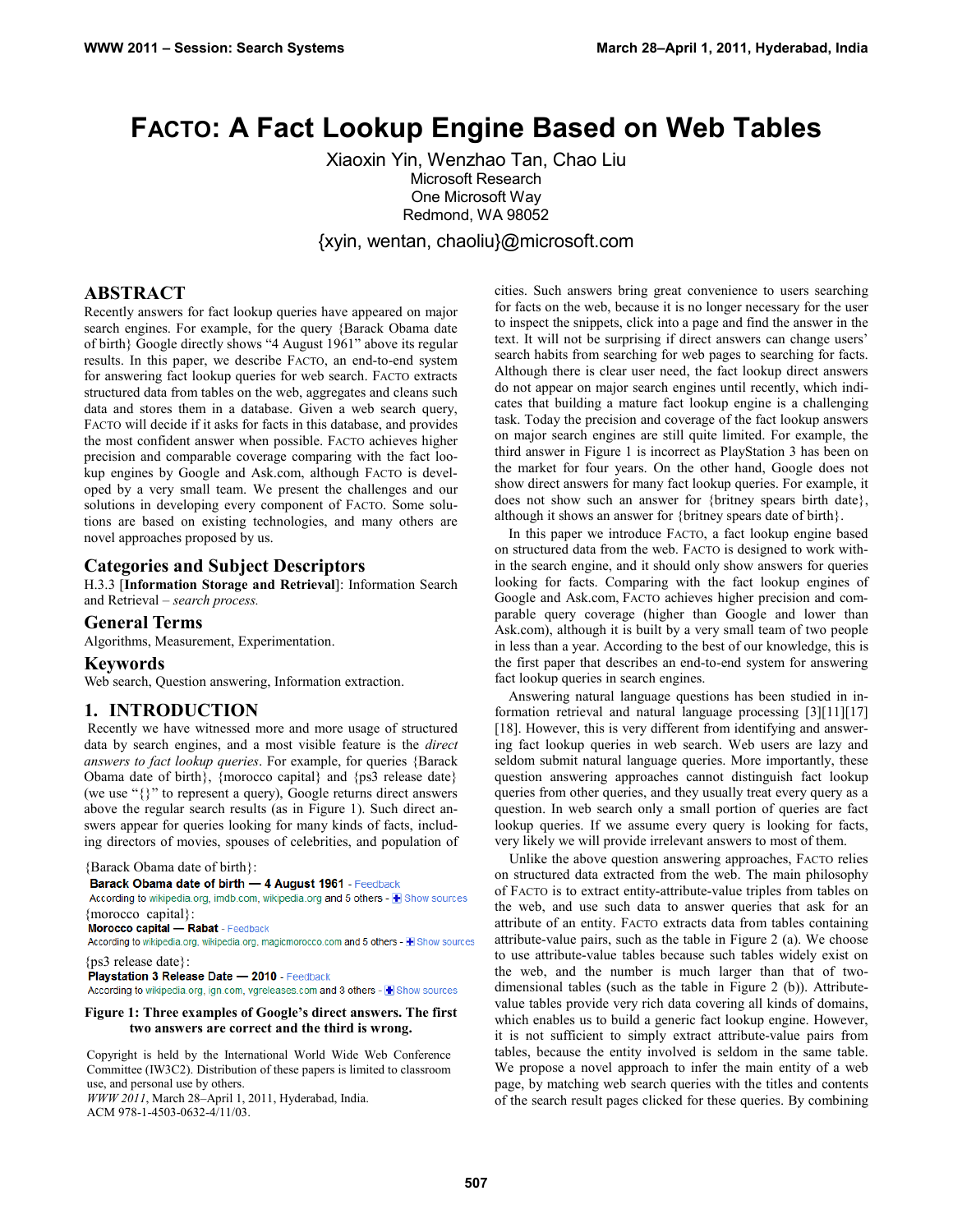# FACTO: A Fact Lookup Engine Based on Web Tables

Xiaoxin Yin, Wenzhao Tan, Chao Liu
Microsoft Research
One Microsoft Way
Redmond, WA 98052

{xyin, wentan, chaoliu}@microsoft.com

## ABSTRACT

Recently answers for fact lookup queries have appeared on major search engines. For example, for the query {Barack Obama date of birth} Google directly shows "4 August 1961" above its regular results. In this paper, we describe FACTO, an end-to-end system for answering fact lookup queries for web search. FACTO extracts structured data from tables on the web, aggregates and cleans such data and stores them in a database. Given a web search query, FACTO will decide if it asks for facts in this database, and provides the most confident answer when possible. FACTO achieves higher precision and comparable coverage comparing with the fact lookup engines by Google and Ask.com, although FACTO is developed by a very small team. We present the challenges and our solutions in developing every component of FACTO. Some solutions are based on existing technologies, and many others are novel approaches proposed by us.

## Categories and Subject Descriptors

H.3.3 [**Information Storage and Retrieval**]: Information Search and Retrieval – *search process.*

## General Terms

Algorithms, Measurement, Experimentation.

## Keywords

Web search, Question answering, Information extraction.

## 1. INTRODUCTION

Recently we have witnessed more and more usage of structured data by search engines, and a most visible feature is the *direct answers to fact lookup queries*. For example, for queries {Barack Obama date of birth}, {morocco capital} and {ps3 release date} (we use "{}" to represent a query), Google returns direct answers above the regular search results (as in Figure 1). Such direct answers appear for queries looking for many kinds of facts, including directors of movies, spouses of celebrities, and population of cities. Such answers bring great convenience to users searching for facts on the web, because it is no longer necessary for the user to inspect the snippets, click into a page and find the answer in the text. It will not be surprising if direct answers can change users' search habits from searching for web pages to searching for facts. Although there is clear user need, the fact lookup direct answers do not appear on major search engines until recently, which indicates that building a mature fact lookup engine is a challenging task. Today the precision and coverage of the fact lookup answers on major search engines are still quite limited. For example, the third answer in Figure 1 is incorrect as PlayStation 3 has been on the market for four years. On the other hand, Google does not show direct answers for many fact lookup queries. For example, it does not show such an answer for {britney spears birth date}, although it shows an answer for {britney spears date of birth}.

In this paper we introduce FACTO, a fact lookup engine based on structured data from the web. FACTO is designed to work within the search engine, and it should only show answers for queries looking for facts. Comparing with the fact lookup engines of Google and Ask.com, FACTO achieves higher precision and comparable query coverage (higher than Google and lower than Ask.com), although it is built by a very small team of two people in less than a year. According to the best of our knowledge, this is the first paper that describes an end-to-end system for answering fact lookup queries in search engines.

Answering natural language questions has been studied in information retrieval and natural language processing [3][11][17][18]. However, this is very different from identifying and answering fact lookup queries in web search. Web users are lazy and seldom submit natural language queries. More importantly, these question answering approaches cannot distinguish fact lookup queries from other queries, and they usually treat every query as a question. In web search only a small portion of queries are fact lookup queries. If we assume every query is looking for facts, very likely we will provide irrelevant answers to most of them.

Unlike the above question answering approaches, FACTO relies on structured data extracted from the web. The main philosophy of FACTO is to extract entity-attribute-value triples from tables on the web, and use such data to answer queries that ask for an attribute of an entity. FACTO extracts data from tables containing attribute-value pairs, such as the table in Figure 2 (a). We choose to use attribute-value tables because such tables widely exist on the web, and the number is much larger than that of two-dimensional tables (such as the table in Figure 2 (b)). Attribute-value tables provide very rich data covering all kinds of domains, which enables us to build a generic fact lookup engine. However, it is not sufficient to simply extract attribute-value pairs from tables, because the entity involved is seldom in the same table. We propose a novel approach to infer the main entity of a web page, by matching web search queries with the titles and contents of the search result pages clicked for these queries. By combining

{Barack Obama date of birth}:
**Barack Obama date of birth — 4 August 1961** - Feedback
According to wikipedia.org, imdb.com, wikipedia.org and 5 others - Show sources

{morocco capital}:
**Morocco capital — Rabat** - Feedback
According to wikipedia.org, wikipedia.org, magicmorocco.com and 5 others - Show sources

{ps3 release date}:
**Playstation 3 Release Date — 2010** - Feedback
According to wikipedia.org, ign.com, vgreleases.com and 3 others - Show sources

**Figure 1: Three examples of Google's direct answers. The first two answers are correct and the third is wrong.**

Copyright is held by the International World Wide Web Conference Committee (IW3C2). Distribution of these papers is limited to classroom use, and personal use by others.
*WWW 2011*, March 28–April 1, 2011, Hyderabad, India.
ACM 978-1-4503-0632-4/11/03.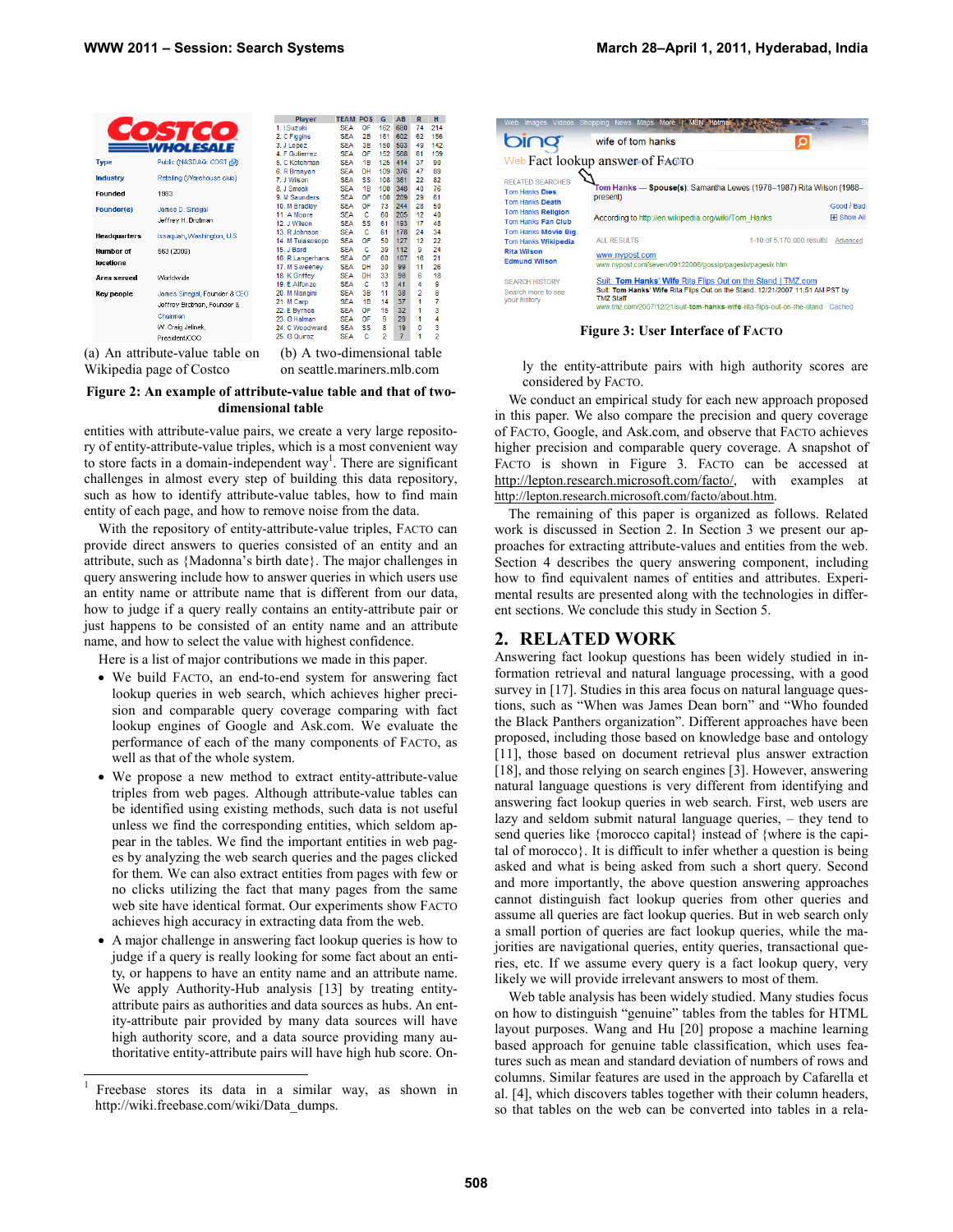Figure 2 (a):

| | |
|---|---|
| Type | Public (NASDAQ: COST) |
| Industry | Retailing (Warehouse club) |
| Founded | 1983 |
| Founder(s) | James D. Sinegal; Jeffrey H. Brotman |
| Headquarters | Issaquah, Washington, U.S. |
| Number of locations | 563 (2009) |
| Area served | Worldwide |
| Key people | James Sinegal, Founder & CEO; Jeffrey Brotman, Founder & Chairman; W. Craig Jelinek, President/COO |

Figure 2 (b):

| Player | TEAM | POS | G | AB | R | H |
|---|---|---|---|---|---|---|
| 1. I Suzuki | SEA | OF | 162 | 680 | 74 | 214 |
| 2. C Figgins | SEA | 2B | 161 | 602 | 62 | 156 |
| 3. J Lopez | SEA | 3B | 150 | 593 | 49 | 142 |
| 4. F Gutierrez | SEA | OF | 152 | 568 | 61 | 139 |
| 5. C Kotchman | SEA | 1B | 125 | 414 | 37 | 90 |
| 6. R Branyan | SEA | DH | 109 | 376 | 47 | 89 |
| 7. J Wilson | SEA | SS | 108 | 361 | 22 | 82 |
| 8. J Smoak | SEA | 1B | 100 | 348 | 40 | 76 |
| 9. M Saunders | SEA | OF | 100 | 289 | 29 | 61 |
| 10. M Bradley | SEA | OF | 73 | 244 | 28 | 50 |
| 11. A Moore | SEA | C | 60 | 205 | 12 | 40 |
| 12. J Wilson | SEA | SS | 61 | 193 | 17 | 48 |
| 13. R Johnson | SEA | C | 61 | 178 | 24 | 34 |
| 14. M Tuiasosopo | SEA | OF | 58 | 127 | 12 | 22 |
| 15. J Bard | SEA | C | 39 | 112 | 9 | 24 |
| 16. R Langerhans | SEA | OF | 60 | 107 | 16 | 21 |
| 17. M Sweeney | SEA | DH | 30 | 99 | 11 | 26 |
| 18. K Griffey | SEA | DH | 33 | 98 | 6 | 18 |
| 19. E Alfonzo | SEA | C | 13 | 41 | 4 | 9 |
| 20. M Mangini | SEA | 3B | 11 | 38 | 2 | 8 |
| 21. M Carp | SEA | 1B | 14 | 37 | 1 | 7 |
| 22. E Bymes | SEA | OF | 15 | 32 | 1 | 3 |
| 23. G Halman | SEA | OF | 9 | 29 | 1 | 4 |
| 24. C Woodward | SEA | SS | 8 | 19 | 0 | 3 |
| 25. G Quiroz | SEA | C | 2 | 7 | 1 | 2 |

(a) An attribute-value table on Wikipedia page of Costco (b) A two-dimensional table on seattle.mariners.mlb.com

**Figure 2: An example of attribute-value table and that of two-dimensional table**

entities with attribute-value pairs, we create a very large repository of entity-attribute-value triples, which is a most convenient way to store facts in a domain-independent way[1]. There are significant challenges in almost every step of building this data repository, such as how to identify attribute-value tables, how to find main entity of each page, and how to remove noise from the data.

With the repository of entity-attribute-value triples, FACTO can provide direct answers to queries consisted of an entity and an attribute, such as {Madonna's birth date}. The major challenges in query answering include how to answer queries in which users use an entity name or attribute name that is different from our data, how to judge if a query really contains an entity-attribute pair or just happens to be consisted of an entity name and an attribute name, and how to select the value with highest confidence.

Here is a list of major contributions we made in this paper.

- We build FACTO, an end-to-end system for answering fact lookup queries in web search, which achieves higher precision and comparable query coverage comparing with fact lookup engines of Google and Ask.com. We evaluate the performance of each of the many components of FACTO, as well as that of the whole system.
- We propose a new method to extract entity-attribute-value triples from web pages. Although attribute-value tables can be identified using existing methods, such data is not useful unless we find the corresponding entities, which seldom appear in the tables. We find the important entities in web pages by analyzing the web search queries and the pages clicked for them. We can also extract entities from pages with few or no clicks utilizing the fact that many pages from the same web site have identical format. Our experiments show FACTO achieves high accuracy in extracting data from the web.
- A major challenge in answering fact lookup queries is how to judge if a query is really looking for some fact about an entity, or happens to have an entity name and an attribute name. We apply Authority-Hub analysis [13] by treating entity-attribute pairs as authorities and data sources as hubs. An entity-attribute pair provided by many data sources will have high authority score, and a data source providing many authoritative entity-attribute pairs will have high hub score. Only the entity-attribute pairs with high authority scores are considered by FACTO.

Web Images Videos Shopping News Maps More | MSN Hotmail

bing — wife of tom hanks

Web Fact lookup answer of FACTO

RELATED SEARCHES: Tom Hanks Dies; Tom Hanks Death; Tom Hanks Religion; Tom Hanks Fan Club; Tom Hanks Movie Big; Tom Hanks Wikipedia; Rita Wilson; Edmund Wilson

Tom Hanks — Spouse(s): Samantha Lewes (1978–1987) Rita Wilson (1988–present)

Good / Bad

According to http://en.wikipedia.org/wiki/Tom_Hanks — Show All

ALL RESULTS — 1-10 of 5,170,000 results · Advanced

www.nypost.com
www.nypost.com/seven/09122006/gossip/pagesix/pagesix.htm

Suit: Tom Hanks' Wife Rita Flips Out on the Stand | TMZ.com
Suit: Tom Hanks' Wife Rita Flips Out on the Stand. 12/21/2007 11:51 AM PST by TMZ Staff
www.tmz.com/2007/12/21/suit-tom-hanks-wife-rita-flips-out-on-the-stand · Cached

SEARCH HISTORY: Search more to see your history

**Figure 3: User Interface of FACTO**

We conduct an empirical study for each new approach proposed in this paper. We also compare the precision and query coverage of FACTO, Google, and Ask.com, and observe that FACTO achieves higher precision and comparable query coverage. A snapshot of FACTO is shown in Figure 3. FACTO can be accessed at http://lepton.research.microsoft.com/facto/, with examples at http://lepton.research.microsoft.com/facto/about.htm.

The remaining of this paper is organized as follows. Related work is discussed in Section 2. In Section 3 we present our approaches for extracting attribute-values and entities from the web. Section 4 describes the query answering component, including how to find equivalent names of entities and attributes. Experimental results are presented along with the technologies in different sections. We conclude this study in Section 5.

## 2. RELATED WORK

Answering fact lookup questions has been widely studied in information retrieval and natural language processing, with a good survey in [17]. Studies in this area focus on natural language questions, such as "When was James Dean born" and "Who founded the Black Panthers organization". Different approaches have been proposed, including those based on knowledge base and ontology [11], those based on document retrieval plus answer extraction [18], and those relying on search engines [3]. However, answering natural language questions is very different from identifying and answering fact lookup queries in web search. First, web users are lazy and seldom submit natural language queries, – they tend to send queries like {morocco capital} instead of {where is the capital of morocco}. It is difficult to infer whether a question is being asked and what is being asked from such a short query. Second and more importantly, the above question answering approaches cannot distinguish fact lookup queries from other queries and assume all queries are fact lookup queries. But in web search only a small portion of queries are fact lookup queries, while the majorities are navigational queries, entity queries, transactional queries, etc. If we assume every query is a fact lookup query, very likely we will provide irrelevant answers to most of them.

Web table analysis has been widely studied. Many studies focus on how to distinguish "genuine" tables from the tables for HTML layout purposes. Wang and Hu [20] propose a machine learning based approach for genuine table classification, which uses features such as mean and standard deviation of numbers of rows and columns. Similar features are used in the approach by Cafarella et al. [4], which discovers tables together with their column headers, so that tables on the web can be converted into tables in a rela-

---

[1] Freebase stores its data in a similar way, as shown in http://wiki.freebase.com/wiki/Data_dumps.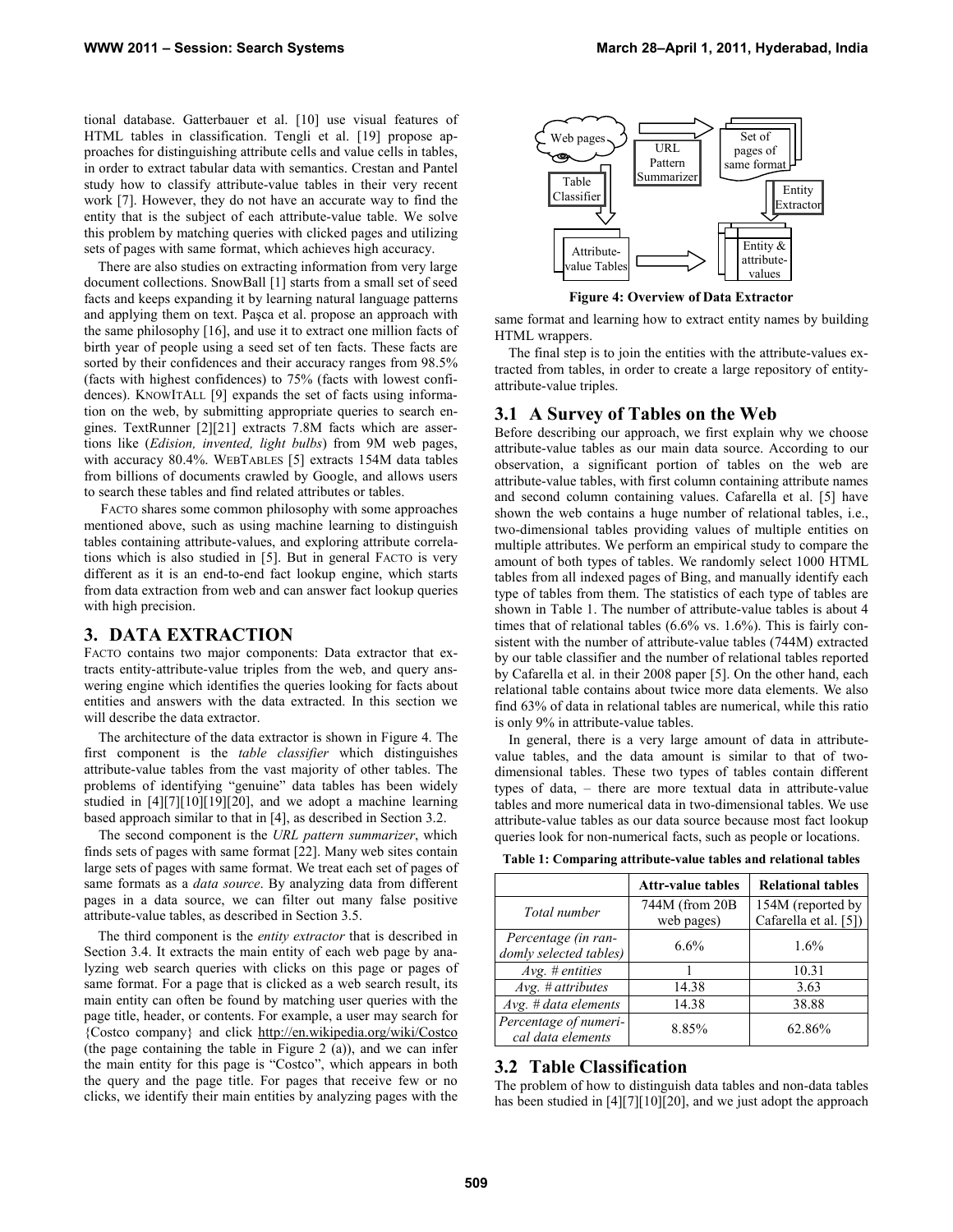tional database. Gatterbauer et al. [10] use visual features of HTML tables in classification. Tengli et al. [19] propose approaches for distinguishing attribute cells and value cells in tables, in order to extract tabular data with semantics. Crestan and Pantel study how to classify attribute-value tables in their very recent work [7]. However, they do not have an accurate way to find the entity that is the subject of each attribute-value table. We solve this problem by matching queries with clicked pages and utilizing sets of pages with same format, which achieves high accuracy.

There are also studies on extracting information from very large document collections. SnowBall [1] starts from a small set of seed facts and keeps expanding it by learning natural language patterns and applying them on text. Paşca et al. propose an approach with the same philosophy [16], and use it to extract one million facts of birth year of people using a seed set of ten facts. These facts are sorted by their confidences and their accuracy ranges from 98.5% (facts with highest confidences) to 75% (facts with lowest confidences). KNOWITALL [9] expands the set of facts using information on the web, by submitting appropriate queries to search engines. TextRunner [2][21] extracts 7.8M facts which are assertions like (*Edision, invented, light bulbs*) from 9M web pages, with accuracy 80.4%. WEBTABLES [5] extracts 154M data tables from billions of documents crawled by Google, and allows users to search these tables and find related attributes or tables.

FACTO shares some common philosophy with some approaches mentioned above, such as using machine learning to distinguish tables containing attribute-values, and exploring attribute correlations which is also studied in [5]. But in general FACTO is very different as it is an end-to-end fact lookup engine, which starts from data extraction from web and can answer fact lookup queries with high precision.

# 3. DATA EXTRACTION

FACTO contains two major components: Data extractor that extracts entity-attribute-value triples from the web, and query answering engine which identifies the queries looking for facts about entities and answers with the data extracted. In this section we will describe the data extractor.

The architecture of the data extractor is shown in Figure 4. The first component is the *table classifier* which distinguishes attribute-value tables from the vast majority of other tables. The problems of identifying "genuine" data tables has been widely studied in [4][7][10][19][20], and we adopt a machine learning based approach similar to that in [4], as described in Section 3.2.

The second component is the *URL pattern summarizer*, which finds sets of pages with same format [22]. Many web sites contain large sets of pages with same format. We treat each set of pages of same formats as a *data source*. By analyzing data from different pages in a data source, we can filter out many false positive attribute-value tables, as described in Section 3.5.

The third component is the *entity extractor* that is described in Section 3.4. It extracts the main entity of each web page by analyzing web search queries with clicks on this page or pages of same format. For a page that is clicked as a web search result, its main entity can often be found by matching user queries with the page title, header, or contents. For example, a user may search for {Costco company} and click http://en.wikipedia.org/wiki/Costco (the page containing the table in Figure 2 (a)), and we can infer the main entity for this page is "Costco", which appears in both the query and the page title. For pages that receive few or no clicks, we identify their main entities by analyzing pages with the same format and learning how to extract entity names by building HTML wrappers.

Web pages → URL Pattern Summarizer → Set of pages of same format → Entity Extractor → Entity & attribute-values; Web pages → Table Classifier → Attribute-value Tables → Entity & attribute-values

**Figure 4: Overview of Data Extractor**

The final step is to join the entities with the attribute-values extracted from tables, in order to create a large repository of entity-attribute-value triples.

## 3.1 A Survey of Tables on the Web

Before describing our approach, we first explain why we choose attribute-value tables as our main data source. According to our observation, a significant portion of tables on the web are attribute-value tables, with first column containing attribute names and second column containing values. Cafarella et al. [5] have shown the web contains a huge number of relational tables, i.e., two-dimensional tables providing values of multiple entities on multiple attributes. We perform an empirical study to compare the amount of both types of tables. We randomly select 1000 HTML tables from all indexed pages of Bing, and manually identify each type of tables from them. The statistics of each type of tables are shown in Table 1. The number of attribute-value tables is about 4 times that of relational tables (6.6% vs. 1.6%). This is fairly consistent with the number of attribute-value tables (744M) extracted by our table classifier and the number of relational tables reported by Cafarella et al. in their 2008 paper [5]. On the other hand, each relational table contains about twice more data elements. We also find 63% of data in relational tables are numerical, while this ratio is only 9% in attribute-value tables.

In general, there is a very large amount of data in attribute-value tables, and the data amount is similar to that of two-dimensional tables. These two types of tables contain different types of data, – there are more textual data in attribute-value tables and more numerical data in two-dimensional tables. We use attribute-value tables as our data source because most fact lookup queries look for non-numerical facts, such as people or locations.

**Table 1: Comparing attribute-value tables and relational tables**

| | **Attr-value tables** | **Relational tables** |
|---|---|---|
| *Total number* | 744M (from 20B web pages) | 154M (reported by Cafarella et al. [5]) |
| *Percentage (in randomly selected tables)* | 6.6% | 1.6% |
| *Avg. # entities* | 1 | 10.31 |
| *Avg. # attributes* | 14.38 | 3.63 |
| *Avg. # data elements* | 14.38 | 38.88 |
| *Percentage of numerical data elements* | 8.85% | 62.86% |

## 3.2 Table Classification

The problem of how to distinguish data tables and non-data tables has been studied in [4][7][10][20], and we just adopt the approach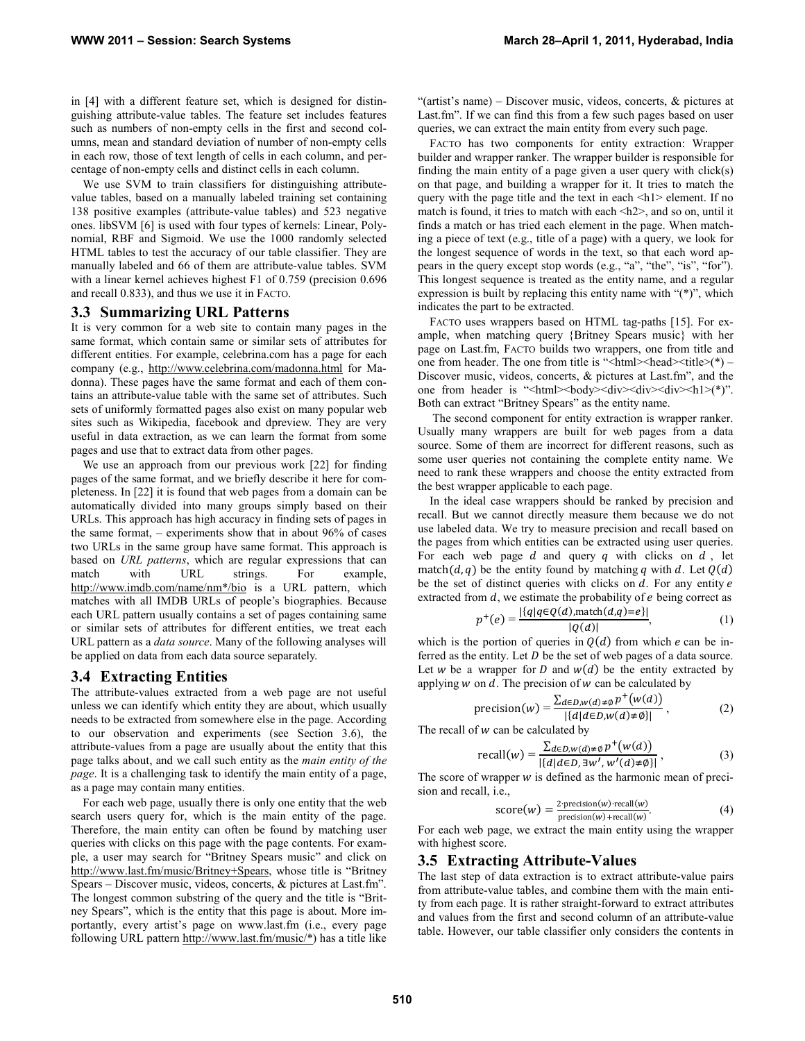in [4] with a different feature set, which is designed for distinguishing attribute-value tables. The feature set includes features such as numbers of non-empty cells in the first and second columns, mean and standard deviation of number of non-empty cells in each row, those of text length of cells in each column, and percentage of non-empty cells and distinct cells in each column.

We use SVM to train classifiers for distinguishing attribute-value tables, based on a manually labeled training set containing 138 positive examples (attribute-value tables) and 523 negative ones. libSVM [6] is used with four types of kernels: Linear, Polynomial, RBF and Sigmoid. We use the 1000 randomly selected HTML tables to test the accuracy of our table classifier. They are manually labeled and 66 of them are attribute-value tables. SVM with a linear kernel achieves highest F1 of 0.759 (precision 0.696 and recall 0.833), and thus we use it in FACTO.

### 3.3 Summarizing URL Patterns

It is very common for a web site to contain many pages in the same format, which contain same or similar sets of attributes for different entities. For example, celebrina.com has a page for each company (e.g., http://www.celebrina.com/madonna.html for Madonna). These pages have the same format and each of them contains an attribute-value table with the same set of attributes. Such sets of uniformly formatted pages also exist on many popular web sites such as Wikipedia, facebook and dpreview. They are very useful in data extraction, as we can learn the format from some pages and use that to extract data from other pages.

We use an approach from our previous work [22] for finding pages of the same format, and we briefly describe it here for completeness. In [22] it is found that web pages from a domain can be automatically divided into many groups simply based on their URLs. This approach has high accuracy in finding sets of pages in the same format, – experiments show that in about 96% of cases two URLs in the same group have same format. This approach is based on *URL patterns*, which are regular expressions that can match with URL strings. For example, http://www.imdb.com/name/nm*/bio is a URL pattern, which matches with all IMDB URLs of people's biographies. Because each URL pattern usually contains a set of pages containing same or similar sets of attributes for different entities, we treat each URL pattern as a *data source*. Many of the following analyses will be applied on data from each data source separately.

### 3.4 Extracting Entities

The attribute-values extracted from a web page are not useful unless we can identify which entity they are about, which usually needs to be extracted from somewhere else in the page. According to our observation and experiments (see Section 3.6), the attribute-values from a page are usually about the entity that this page talks about, and we call such entity as the *main entity of the page*. It is a challenging task to identify the main entity of a page, as a page may contain many entities.

For each web page, usually there is only one entity that the web search users query for, which is the main entity of the page. Therefore, the main entity can often be found by matching user queries with clicks on this page with the page contents. For example, a user may search for "Britney Spears music" and click on http://www.last.fm/music/Britney+Spears, whose title is "Britney Spears – Discover music, videos, concerts, & pictures at Last.fm". The longest common substring of the query and the title is "Britney Spears", which is the entity that this page is about. More importantly, every artist's page on www.last.fm (i.e., every page following URL pattern http://www.last.fm/music/*) has a title like "(artist's name) – Discover music, videos, concerts, & pictures at Last.fm". If we can find this from a few such pages based on user queries, we can extract the main entity from every such page.

FACTO has two components for entity extraction: Wrapper builder and wrapper ranker. The wrapper builder is responsible for finding the main entity of a page given a user query with click(s) on that page, and building a wrapper for it. It tries to match the query with the page title and the text in each <h1> element. If no match is found, it tries to match with each <h2>, and so on, until it finds a match or has tried each element in the page. When matching a piece of text (e.g., title of a page) with a query, we look for the longest sequence of words in the text, so that each word appears in the query except stop words (e.g., "a", "the", "is", "for"). This longest sequence is treated as the entity name, and a regular expression is built by replacing this entity name with "(*)", which indicates the part to be extracted.

FACTO uses wrappers based on HTML tag-paths [15]. For example, when matching query {Britney Spears music} with her page on Last.fm, FACTO builds two wrappers, one from title and one from header. The one from title is "<html><head><title>(*) – Discover music, videos, concerts, & pictures at Last.fm", and the one from header is "<html><body><div><div><div><h1>(*)". Both can extract "Britney Spears" as the entity name.

The second component for entity extraction is wrapper ranker. Usually many wrappers are built for web pages from a data source. Some of them are incorrect for different reasons, such as some user queries not containing the complete entity name. We need to rank these wrappers and choose the entity extracted from the best wrapper applicable to each page.

In the ideal case wrappers should be ranked by precision and recall. But we cannot directly measure them because we do not use labeled data. We try to measure precision and recall based on the pages from which entities can be extracted using user queries. For each web page $d$ and query $q$ with clicks on $d$, let $\text{match}(d, q)$ be the entity found by matching $q$ with $d$. Let $Q(d)$ be the set of distinct queries with clicks on $d$. For any entity $e$ extracted from $d$, we estimate the probability of $e$ being correct as

$$p^+(e) = \frac{|\{q | q \in Q(d), \text{match}(d,q) = e\}|}{|Q(d)|}, \quad (1)$$

which is the portion of queries in $Q(d)$ from which $e$ can be inferred as the entity. Let $D$ be the set of web pages of a data source. Let $w$ be a wrapper for $D$ and $w(d)$ be the entity extracted by applying $w$ on $d$. The precision of $w$ can be calculated by

$$\text{precision}(w) = \frac{\sum_{d \in D, w(d) \neq \emptyset} p^+(w(d))}{|\{d | d \in D, w(d) \neq \emptyset\}|}, \quad (2)$$

The recall of $w$ can be calculated by

$$\text{recall}(w) = \frac{\sum_{d \in D, w(d) \neq \emptyset} p^+(w(d))}{|\{d | d \in D, \exists w', w'(d) \neq \emptyset\}|}, \quad (3)$$

The score of wrapper $w$ is defined as the harmonic mean of precision and recall, i.e.,

$$\text{score}(w) = \frac{2 \cdot \text{precision}(w) \cdot \text{recall}(w)}{\text{precision}(w) + \text{recall}(w)}. \quad (4)$$

For each web page, we extract the main entity using the wrapper with highest score.

### 3.5 Extracting Attribute-Values

The last step of data extraction is to extract attribute-value pairs from attribute-value tables, and combine them with the main entity from each page. It is rather straight-forward to extract attributes and values from the first and second column of an attribute-value table. However, our table classifier only considers the contents in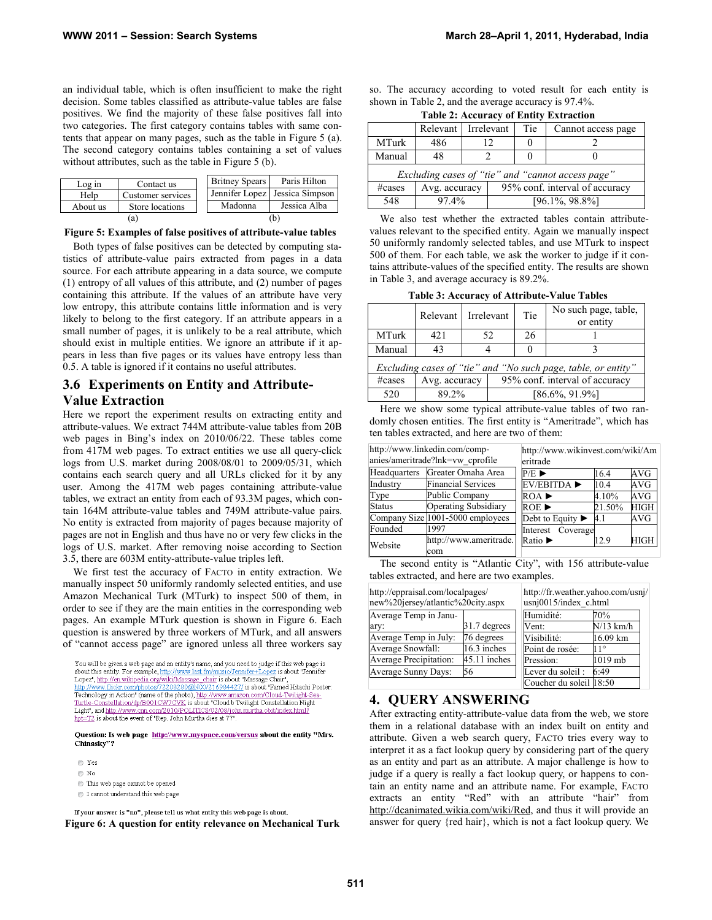an individual table, which is often insufficient to make the right decision. Some tables classified as attribute-value tables are false positives. We find the majority of these false positives fall into two categories. The first category contains tables with same contents that appear on many pages, such as the table in Figure 5 (a). The second category contains tables containing a set of values without attributes, such as the table in Figure 5 (b).

| Log in | Contact us |
|---|---|
| Help | Customer services |
| About us | Store locations |

(a)

| Britney Spears | Paris Hilton |
|---|---|
| Jennifer Lopez | Jessica Simpson |
| Madonna | Jessica Alba |

(b)

**Figure 5: Examples of false positives of attribute-value tables**

Both types of false positives can be detected by computing statistics of attribute-value pairs extracted from pages in a data source. For each attribute appearing in a data source, we compute (1) entropy of all values of this attribute, and (2) number of pages containing this attribute. If the values of an attribute have very low entropy, this attribute contains little information and is very likely to belong to the first category. If an attribute appears in a small number of pages, it is unlikely to be a real attribute, which should exist in multiple entities. We ignore an attribute if it appears in less than five pages or its values have entropy less than 0.5. A table is ignored if it contains no useful attributes.

## 3.6 Experiments on Entity and Attribute-Value Extraction

Here we report the experiment results on extracting entity and attribute-values. We extract 744M attribute-value tables from 20B web pages in Bing's index on 2010/06/22. These tables come from 417M web pages. To extract entities we use all query-click logs from U.S. market during 2008/08/01 to 2009/05/31, which contains each search query and all URLs clicked for it by any user. Among the 417M web pages containing attribute-value tables, we extract an entity from each of 93.3M pages, which contain 164M attribute-value tables and 749M attribute-value pairs. No entity is extracted from majority of pages because majority of pages are not in English and thus have no or very few clicks in the logs of U.S. market. After removing noise according to Section 3.5, there are 603M entity-attribute-value triples left.

We first test the accuracy of FACTO in entity extraction. We manually inspect 50 uniformly randomly selected entities, and use Amazon Mechanical Turk (MTurk) to inspect 500 of them, in order to see if they are the main entities in the corresponding web pages. An example MTurk question is shown in Figure 6. Each question is answered by three workers of MTurk, and all answers of "cannot access page" are ignored unless all three workers say

You will be given a web page and an entity's name, and you need to judge if this web page is about this entity. For example, http://www.last.fm/music/Jennifer+Lopez is about 'Jennifer Lopez', http://en.wikipedia.org/wiki/Massage_chair is about "Massage Chair", http://www.flickr.com/photos/72208280@N00/216984427/ is about "Famed Hitachi Poster. Technology in Action" (name of the photo), http://www.amazon.com/Cloud-Twilight-Sea-Turtle-Constellation/dp/B001CW7CVK is about "Cloud b Twilight Constellation Night Light", and http://www.cnn.com/2010/POLITICS/02/08/john.murtha.obit/index.html?hpt=T2 is about the event of "Rep. John Murtha dies at 77".

**Question: Is web page http://www.myspace.com/versus about the entity "Mrs. Chinasky"?**

- Yes
- No
- This web page cannot be opened
- I cannot understand this web page

If your answer is "no", please tell us what entity this web page is about.

**Figure 6: A question for entity relevance on Mechanical Turk**

so. The accuracy according to voted result for each entity is shown in Table 2, and the average accuracy is 97.4%.

**Table 2: Accuracy of Entity Extraction**

| | Relevant | Irrelevant | Tie | Cannot access page |
|---|---|---|---|---|
| MTurk | 486 | 12 | 0 | 2 |
| Manual | 48 | 2 | 0 | 0 |
| *Excluding cases of "tie" and "cannot access page"* | | | | |
| #cases | Avg. accuracy | 95% conf. interval of accuracy | | |
| 548 | 97.4% | [96.1%, 98.8%] | | |

We also test whether the extracted tables contain attribute-values relevant to the specified entity. Again we manually inspect 50 uniformly selected tables, and use MTurk to inspect 500 of them. For each table, we ask the worker to judge if it contains attribute-values of the specified entity. The results are shown in Table 3, and average accuracy is 89.2%.

**Table 3: Accuracy of Attribute-Value Tables**

| | Relevant | Irrelevant | Tie | No such page, table, or entity |
|---|---|---|---|---|
| MTurk | 421 | 52 | 26 | 1 |
| Manual | 43 | 4 | 0 | 3 |
| *Excluding cases of "tie" and "No such page, table, or entity"* | | | | |
| #cases | Avg. accuracy | 95% conf. interval of accuracy | | |
| 520 | 89.2% | [86.6%, 91.9%] | | |

Here we show some typical attribute-value tables of two randomly chosen entities. The first entity is "Ameritrade", which has ten tables extracted, and here are two of them:

http://www.linkedin.com/companies/ameritrade?lnk=vw_cprofile

| Headquarters | Greater Omaha Area |
|---|---|
| Industry | Financial Services |
| Type | Public Company |
| Status | Operating Subsidiary |
| Company Size | 1001-5000 employees |
| Founded | 1997 |
| Website | http://www.ameritrade.com |

http://www.wikinvest.com/wiki/Ameritrade

| P/E ► | 16.4 | AVG |
|---|---|---|
| EV/EBITDA ► | 10.4 | AVG |
| ROA ► | 4.10% | AVG |
| ROE ► | 21.50% | HIGH |
| Debt to Equity ► | 4.1 | AVG |
| Interest Coverage Ratio ► | 12.9 | HIGH |

The second entity is "Atlantic City", with 156 attribute-value tables extracted, and here are two examples.

http://eppraisal.com/localpages/new%20jersey/atlantic%20city.aspx

| Average Temp in January: | 31.7 degrees |
|---|---|
| Average Temp in July: | 76 degrees |
| Average Snowfall: | 16.3 inches |
| Average Precipitation: | 45.11 inches |
| Average Sunny Days: | 56 |

http://fr.weather.yahoo.com/usnj/usnj0015/index_c.html

| Humidité: | 70% |
|---|---|
| Vent: | N/13 km/h |
| Visibilité: | 16.09 km |
| Point de rosée: | 11° |
| Pression: | 1019 mb |
| Lever du soleil : | 6:49 |
| Coucher du soleil | 18:50 |

# 4. QUERY ANSWERING

After extracting entity-attribute-value data from the web, we store them in a relational database with an index built on entity and attribute. Given a web search query, FACTO tries every way to interpret it as a fact lookup query by considering part of the query as an entity and part as an attribute. A major challenge is how to judge if a query is really a fact lookup query, or happens to contain an entity name and an attribute name. For example, FACTO extracts an entity "Red" with an attribute "hair" from http://dcanimated.wikia.com/wiki/Red, and thus it will provide an answer for query {red hair}, which is not a fact lookup query. We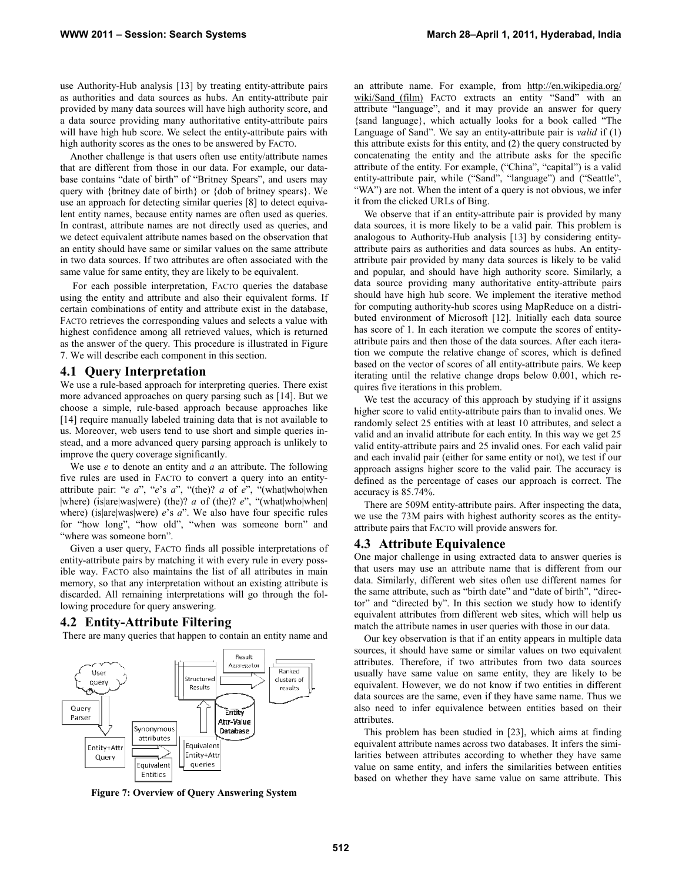use Authority-Hub analysis [13] by treating entity-attribute pairs as authorities and data sources as hubs. An entity-attribute pair provided by many data sources will have high authority score, and a data source providing many authoritative entity-attribute pairs will have high hub score. We select the entity-attribute pairs with high authority scores as the ones to be answered by FACTO.

Another challenge is that users often use entity/attribute names that are different from those in our data. For example, our database contains "date of birth" of "Britney Spears", and users may query with {britney date of birth} or {dob of britney spears}. We use an approach for detecting similar queries [8] to detect equivalent entity names, because entity names are often used as queries. In contrast, attribute names are not directly used as queries, and we detect equivalent attribute names based on the observation that an entity should have same or similar values on the same attribute in two data sources. If two attributes are often associated with the same value for same entity, they are likely to be equivalent.

For each possible interpretation, FACTO queries the database using the entity and attribute and also their equivalent forms. If certain combinations of entity and attribute exist in the database, FACTO retrieves the corresponding values and selects a value with highest confidence among all retrieved values, which is returned as the answer of the query. This procedure is illustrated in Figure 7. We will describe each component in this section.

## 4.1 Query Interpretation

We use a rule-based approach for interpreting queries. There exist more advanced approaches on query parsing such as [14]. But we choose a simple, rule-based approach because approaches like [14] require manually labeled training data that is not available to us. Moreover, web users tend to use short and simple queries instead, and a more advanced query parsing approach is unlikely to improve the query coverage significantly.

We use *e* to denote an entity and *a* an attribute. The following five rules are used in FACTO to convert a query into an entity-attribute pair: "*e a*", "*e*'s *a*", "(the)? *a* of *e*", "(what|who|when |where) (is|are|was|were) (the)? *a* of (the)? *e*", "(what|who|when| where) (is|are|was|were) *e*'s *a*". We also have four specific rules for "how long", "how old", "when was someone born" and "where was someone born".

Given a user query, FACTO finds all possible interpretations of entity-attribute pairs by matching it with every rule in every possible way. FACTO also maintains the list of all attributes in main memory, so that any interpretation without an existing attribute is discarded. All remaining interpretations will go through the following procedure for query answering.

## 4.2 Entity-Attribute Filtering

There are many queries that happen to contain an entity name and an attribute name. For example, from http://en.wikipedia.org/wiki/Sand_(film) FACTO extracts an entity "Sand" with an attribute "language", and it may provide an answer for query {sand language}, which actually looks for a book called "The Language of Sand". We say an entity-attribute pair is *valid* if (1) this attribute exists for this entity, and (2) the query constructed by concatenating the entity and the attribute asks for the specific attribute of the entity. For example, ("China", "capital") is a valid entity-attribute pair, while ("Sand", "language") and ("Seattle", "WA") are not. When the intent of a query is not obvious, we infer it from the clicked URLs of Bing.

We observe that if an entity-attribute pair is provided by many data sources, it is more likely to be a valid pair. This problem is analogous to Authority-Hub analysis [13] by considering entity-attribute pairs as authorities and data sources as hubs. An entity-attribute pair provided by many data sources is likely to be valid and popular, and should have high authority score. Similarly, a data source providing many authoritative entity-attribute pairs should have high hub score. We implement the iterative method for computing authority-hub scores using MapReduce on a distributed environment of Microsoft [12]. Initially each data source has score of 1. In each iteration we compute the scores of entity-attribute pairs and then those of the data sources. After each iteration we compute the relative change of scores, which is defined based on the vector of scores of all entity-attribute pairs. We keep iterating until the relative change drops below 0.001, which requires five iterations in this problem.

We test the accuracy of this approach by studying if it assigns higher score to valid entity-attribute pairs than to invalid ones. We randomly select 25 entities with at least 10 attributes, and select a valid and an invalid attribute for each entity. In this way we get 25 valid entity-attribute pairs and 25 invalid ones. For each valid pair and each invalid pair (either for same entity or not), we test if our approach assigns higher score to the valid pair. The accuracy is defined as the percentage of cases our approach is correct. The accuracy is 85.74%.

There are 509M entity-attribute pairs. After inspecting the data, we use the 73M pairs with highest authority scores as the entity-attribute pairs that FACTO will provide answers for.

**Figure 7: Overview of Query Answering System**

## 4.3 Attribute Equivalence

One major challenge in using extracted data to answer queries is that users may use an attribute name that is different from our data. Similarly, different web sites often use different names for the same attribute, such as "birth date" and "date of birth", "director" and "directed by". In this section we study how to identify equivalent attributes from different web sites, which will help us match the attribute names in user queries with those in our data.

Our key observation is that if an entity appears in multiple data sources, it should have same or similar values on two equivalent attributes. Therefore, if two attributes from two data sources usually have same value on same entity, they are likely to be equivalent. However, we do not know if two entities in different data sources are the same, even if they have same name. Thus we also need to infer equivalence between entities based on their attributes.

This problem has been studied in [23], which aims at finding equivalent attribute names across two databases. It infers the similarities between attributes according to whether they have same value on same entity, and infers the similarities between entities based on whether they have same value on same attribute. This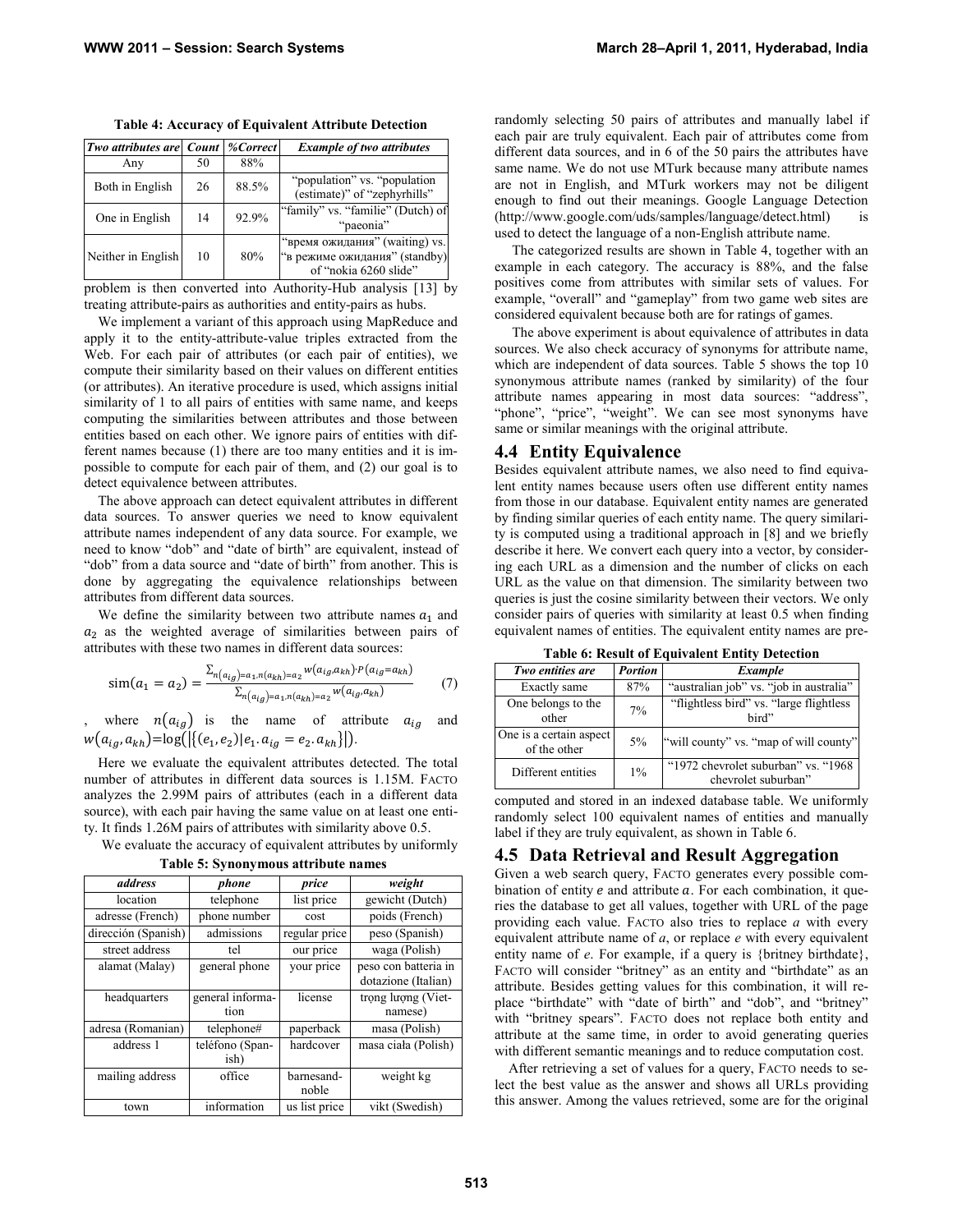**Table 4: Accuracy of Equivalent Attribute Detection**

| *Two attributes are* | *Count* | *%Correct* | *Example of two attributes* |
|---|---|---|---|
| Any | 50 | 88% | |
| Both in English | 26 | 88.5% | "population" vs. "population (estimate)" of "zephyrhills" |
| One in English | 14 | 92.9% | "family" vs. "familie" (Dutch) of "paeonia" |
| Neither in English | 10 | 80% | "время ожидания" (waiting) vs. "в режиме ожидания" (standby) of "nokia 6260 slide" |

problem is then converted into Authority-Hub analysis [13] by treating attribute-pairs as authorities and entity-pairs as hubs.

We implement a variant of this approach using MapReduce and apply it to the entity-attribute-value triples extracted from the Web. For each pair of attributes (or each pair of entities), we compute their similarity based on their values on different entities (or attributes). An iterative procedure is used, which assigns initial similarity of 1 to all pairs of entities with same name, and keeps computing the similarities between attributes and those between entities based on each other. We ignore pairs of entities with different names because (1) there are too many entities and it is impossible to compute for each pair of them, and (2) our goal is to detect equivalence between attributes.

The above approach can detect equivalent attributes in different data sources. To answer queries we need to know equivalent attribute names independent of any data source. For example, we need to know "dob" and "date of birth" are equivalent, instead of "dob" from a data source and "date of birth" from another. This is done by aggregating the equivalence relationships between attributes from different data sources.

We define the similarity between two attribute names $a_1$ and $a_2$ as the weighted average of similarities between pairs of attributes with these two names in different data sources:

$$\mathrm{sim}(a_1 = a_2) = \frac{\sum_{n(a_{ig})=a_1, n(a_{kh})=a_2} w(a_{ig}, a_{kh}) \cdot P(a_{ig}=a_{kh})}{\sum_{n(a_{ig})=a_1, n(a_{kh})=a_2} w(a_{ig}, a_{kh})} \quad (7)$$

, where $n(a_{ig})$ is the name of attribute $a_{ig}$ and $w(a_{ig}, a_{kh}) = \log(|\{(e_1, e_2) | e_1.a_{ig} = e_2.a_{kh}\}|)$.

Here we evaluate the equivalent attributes detected. The total number of attributes in different data sources is 1.15M. FACTO analyzes the 2.99M pairs of attributes (each in a different data source), with each pair having the same value on at least one entity. It finds 1.26M pairs of attributes with similarity above 0.5.

We evaluate the accuracy of equivalent attributes by uniformly randomly selecting 50 pairs of attributes and manually label if each pair are truly equivalent. Each pair of attributes come from different data sources, and in 6 of the 50 pairs the attributes have same name. We do not use MTurk because many attribute names are not in English, and MTurk workers may not be diligent enough to find out their meanings. Google Language Detection (http://www.google.com/uds/samples/language/detect.html) is used to detect the language of a non-English attribute name.

The categorized results are shown in Table 4, together with an example in each category. The accuracy is 88%, and the false positives come from attributes with similar sets of values. For example, "overall" and "gameplay" from two game web sites are considered equivalent because both are for ratings of games.

The above experiment is about equivalence of attributes in data sources. We also check accuracy of synonyms for attribute name, which are independent of data sources. Table 5 shows the top 10 synonymous attribute names (ranked by similarity) of the four attribute names appearing in most data sources: "address", "phone", "price", "weight". We can see most synonyms have same or similar meanings with the original attribute.

**Table 5: Synonymous attribute names**

| *address* | *phone* | *price* | *weight* |
|---|---|---|---|
| location | telephone | list price | gewicht (Dutch) |
| adresse (French) | phone number | cost | poids (French) |
| dirección (Spanish) | admissions | regular price | peso (Spanish) |
| street address | tel | our price | waga (Polish) |
| alamat (Malay) | general phone | your price | peso con batteria in dotazione (Italian) |
| headquarters | general information | license | trọng lượng (Vietnamese) |
| adresa (Romanian) | telephone# | paperback | masa (Polish) |
| address 1 | teléfono (Spanish) | hardcover | masa ciała (Polish) |
| mailing address | office | barnesandnoble | weight kg |
| town | information | us list price | vikt (Swedish) |

## 4.4 Entity Equivalence

Besides equivalent attribute names, we also need to find equivalent entity names because users often use different entity names from those in our database. Equivalent entity names are generated by finding similar queries of each entity name. The query similarity is computed using a traditional approach in [8] and we briefly describe it here. We convert each query into a vector, by considering each URL as a dimension and the number of clicks on each URL as the value on that dimension. The similarity between two queries is just the cosine similarity between their vectors. We only consider pairs of queries with similarity at least 0.5 when finding equivalent names of entities. The equivalent entity names are precomputed and stored in an indexed database table. We uniformly randomly select 100 equivalent names of entities and manually label if they are truly equivalent, as shown in Table 6.

**Table 6: Result of Equivalent Entity Detection**

| *Two entities are* | *Portion* | *Example* |
|---|---|---|
| Exactly same | 87% | "australian job" vs. "job in australia" |
| One belongs to the other | 7% | "flightless bird" vs. "large flightless bird" |
| One is a certain aspect of the other | 5% | "will county" vs. "map of will county" |
| Different entities | 1% | "1972 chevrolet suburban" vs. "1968 chevrolet suburban" |

## 4.5 Data Retrieval and Result Aggregation

Given a web search query, FACTO generates every possible combination of entity $e$ and attribute $a$. For each combination, it queries the database to get all values, together with URL of the page providing each value. FACTO also tries to replace $a$ with every equivalent attribute name of $a$, or replace $e$ with every equivalent entity name of $e$. For example, if a query is {britney birthdate}, FACTO will consider "britney" as an entity and "birthdate" as an attribute. Besides getting values for this combination, it will replace "birthdate" with "date of birth" and "dob", and "britney" with "britney spears". FACTO does not replace both entity and attribute at the same time, in order to avoid generating queries with different semantic meanings and to reduce computation cost.

After retrieving a set of values for a query, FACTO needs to select the best value as the answer and shows all URLs providing this answer. Among the values retrieved, some are for the original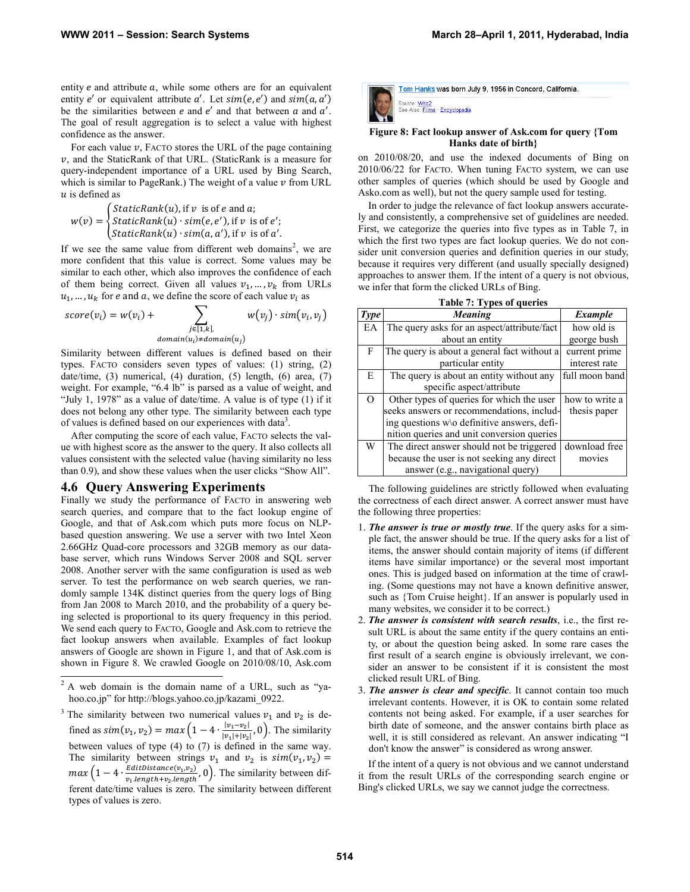entity $e$ and attribute $a$, while some others are for an equivalent entity $e'$ or equivalent attribute $a'$. Let $sim(e, e')$ and $sim(a, a')$ be the similarities between $e$ and $e'$ and that between $a$ and $a'$. The goal of result aggregation is to select a value with highest confidence as the answer.

For each value $v$, FACTO stores the URL of the page containing $v$, and the StaticRank of that URL. (StaticRank is a measure for query-independent importance of a URL used by Bing Search, which is similar to PageRank.) The weight of a value $v$ from URL $u$ is defined as

$$w(v) = \begin{cases} StaticRank(u), \text{if } v \text{ is of } e \text{ and } a; \\ StaticRank(u) \cdot sim(e, e'), \text{if } v \text{ is of } e'; \\ StaticRank(u) \cdot sim(a, a'), \text{if } v \text{ is of } a'. \end{cases}$$

If we see the same value from different web domains[2], we are more confident that this value is correct. Some values may be similar to each other, which also improves the confidence of each of them being correct. Given all values $v_1, \ldots, v_k$ from URLs $u_1, \ldots, u_k$ for $e$ and $a$, we define the score of each value $v_i$ as

$$score(v_i) = w(v_i) + \sum_{\substack{j \in [1,k], \\ domain(u_i) \neq domain(u_j)}} w(v_j) \cdot sim(v_i, v_j)$$

Similarity between different values is defined based on their types. FACTO considers seven types of values: (1) string, (2) date/time, (3) numerical, (4) duration, (5) length, (6) area, (7) weight. For example, "6.4 lb" is parsed as a value of weight, and "July 1, 1978" as a value of date/time. A value is of type (1) if it does not belong any other type. The similarity between each type of values is defined based on our experiences with data[3].

After computing the score of each value, FACTO selects the value with highest score as the answer to the query. It also collects all values consistent with the selected value (having similarity no less than 0.9), and show these values when the user clicks "Show All".

## 4.6 Query Answering Experiments

Finally we study the performance of FACTO in answering web search queries, and compare that to the fact lookup engine of Google, and that of Ask.com which puts more focus on NLP-based question answering. We use a server with two Intel Xeon 2.66GHz Quad-core processors and 32GB memory as our database server, which runs Windows Server 2008 and SQL server 2008. Another server with the same configuration is used as web server. To test the performance on web search queries, we randomly sample 134K distinct queries from the query logs of Bing from Jan 2008 to March 2010, and the probability of a query being selected is proportional to its query frequency in this period. We send each query to FACTO, Google and Ask.com to retrieve the fact lookup answers when available. Examples of fact lookup answers of Google are shown in Figure 1, and that of Ask.com is shown in Figure 8. We crawled Google on 2010/08/10, Ask.com on 2010/08/20, and use the indexed documents of Bing on 2010/06/22 for FACTO. When tuning FACTO system, we can use other samples of queries (which should be used by Google and Asko.com as well), but not the query sample used for testing.

[2] A web domain is the domain name of a URL, such as "yahoo.co.jp" for http://blogs.yahoo.co.jp/kazami_0922.

[3] The similarity between two numerical values $v_1$ and $v_2$ is defined as $sim(v_1, v_2) = max\left(1 - 4 \cdot \frac{|v_1 - v_2|}{|v_1| + |v_2|}, 0\right)$. The similarity between values of type (4) to (7) is defined in the same way. The similarity between strings $v_1$ and $v_2$ is $sim(v_1, v_2) = max\left(1 - 4 \cdot \frac{EditDistance(v_1, v_2)}{v_1.length + v_2.length}, 0\right)$. The similarity between different date/time values is zero. The similarity between different types of values is zero.

Tom Hanks was born July 9, 1956 in Concord, California.
Source: Who2
See Also: Films · Encyclopedia

**Figure 8: Fact lookup answer of Ask.com for query {Tom Hanks date of birth}**

In order to judge the relevance of fact lookup answers accurately and consistently, a comprehensive set of guidelines are needed. First, we categorize the queries into five types as in Table 7, in which the first two types are fact lookup queries. We do not consider unit conversion queries and definition queries in our study, because it requires very different (and usually specially designed) approaches to answer them. If the intent of a query is not obvious, we infer that form the clicked URLs of Bing.

**Table 7: Types of queries**

| *Type* | *Meaning* | *Example* |
|---|---|---|
| EA | The query asks for an aspect/attribute/fact about an entity | how old is george bush |
| F | The query is about a general fact without a particular entity | current prime interest rate |
| E | The query is about an entity without any specific aspect/attribute | full moon band |
| O | Other types of queries for which the user seeks answers or recommendations, including questions w\o definitive answers, definition queries and unit conversion queries | how to write a thesis paper |
| W | The direct answer should not be triggered because the user is not seeking any direct answer (e.g., navigational query) | download free movies |

The following guidelines are strictly followed when evaluating the correctness of each direct answer. A correct answer must have the following three properties:

1. ***The answer is true or mostly true***. If the query asks for a simple fact, the answer should be true. If the query asks for a list of items, the answer should contain majority of items (if different items have similar importance) or the several most important ones. This is judged based on information at the time of crawling. (Some questions may not have a known definitive answer, such as {Tom Cruise height}. If an answer is popularly used in many websites, we consider it to be correct.)
2. ***The answer is consistent with search results***, i.e., the first result URL is about the same entity if the query contains an entity, or about the question being asked. In some rare cases the first result of a search engine is obviously irrelevant, we consider an answer to be consistent if it is consistent the most clicked result URL of Bing.
3. ***The answer is clear and specific***. It cannot contain too much irrelevant contents. However, it is OK to contain some related contents not being asked. For example, if a user searches for birth date of someone, and the answer contains birth place as well, it is still considered as relevant. An answer indicating "I don't know the answer" is considered as wrong answer.

If the intent of a query is not obvious and we cannot understand it from the result URLs of the corresponding search engine or Bing's clicked URLs, we say we cannot judge the correctness.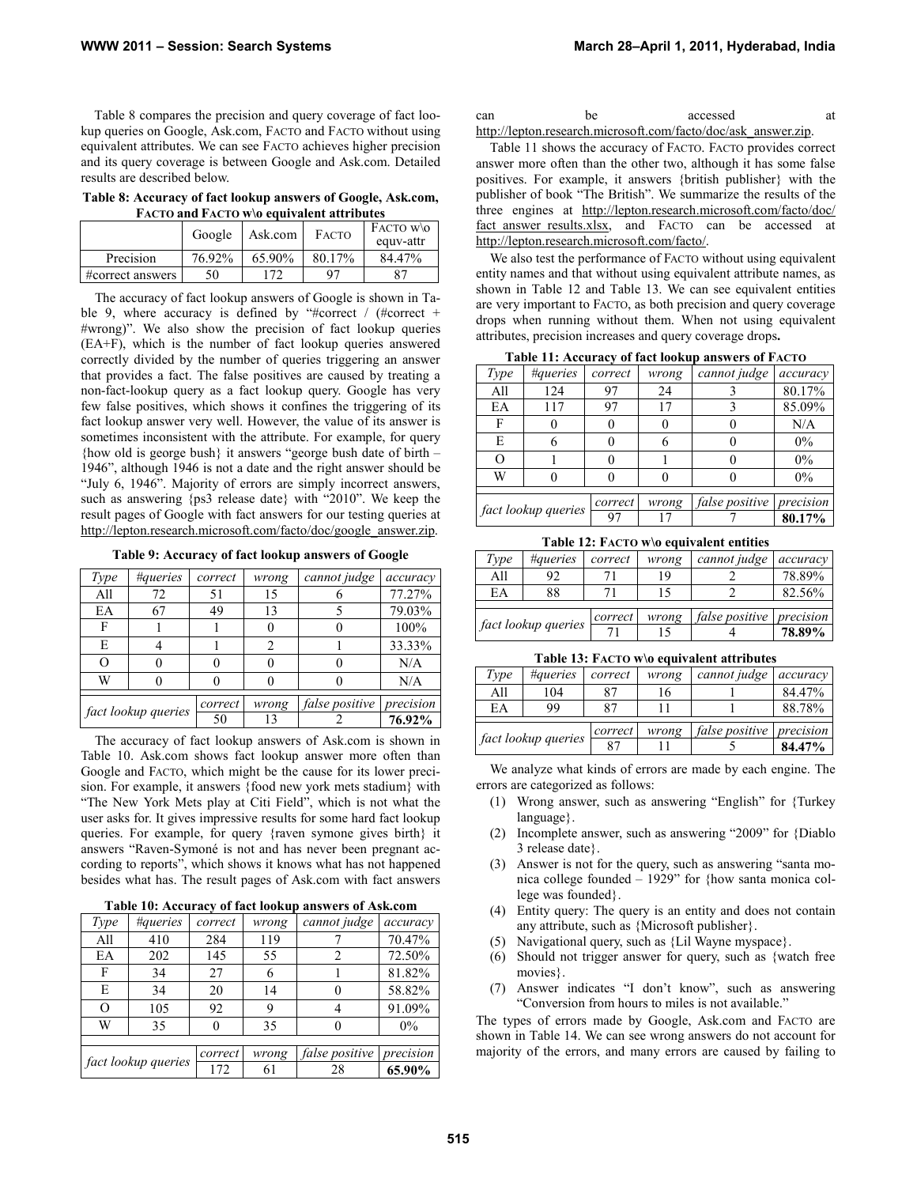Table 8 compares the precision and query coverage of fact lookup queries on Google, Ask.com, FACTO and FACTO without using equivalent attributes. We can see FACTO achieves higher precision and its query coverage is between Google and Ask.com. Detailed results are described below.

**Table 8: Accuracy of fact lookup answers of Google, Ask.com, FACTO and FACTO w\o equivalent attributes**

| | Google | Ask.com | FACTO | FACTO w\o equv-attr |
|---|---|---|---|---|
| Precision | 76.92% | 65.90% | 80.17% | 84.47% |
| #correct answers | 50 | 172 | 97 | 87 |

The accuracy of fact lookup answers of Google is shown in Table 9, where accuracy is defined by "#correct / (#correct + #wrong)". We also show the precision of fact lookup queries (EA+F), which is the number of fact lookup queries answered correctly divided by the number of queries triggering an answer that provides a fact. The false positives are caused by treating a non-fact-lookup query as a fact lookup query. Google has very few false positives, which shows it confines the triggering of its fact lookup answer very well. However, the value of its answer is sometimes inconsistent with the attribute. For example, for query {how old is george bush} it answers "george bush date of birth – 1946", although 1946 is not a date and the right answer should be "July 6, 1946". Majority of errors are simply incorrect answers, such as answering {ps3 release date} with "2010". We keep the result pages of Google with fact answers for our testing queries at http://lepton.research.microsoft.com/facto/doc/google_answer.zip.

**Table 9: Accuracy of fact lookup answers of Google**

| *Type* | *#queries* | *correct* | *wrong* | *cannot judge* | *accuracy* |
|---|---|---|---|---|---|
| All | 72 | 51 | 15 | 6 | 77.27% |
| EA | 67 | 49 | 13 | 5 | 79.03% |
| F | 1 | 1 | 0 | 0 | 100% |
| E | 4 | 1 | 2 | 1 | 33.33% |
| O | 0 | 0 | 0 | 0 | N/A |
| W | 0 | 0 | 0 | 0 | N/A |
| *fact lookup queries* | | *correct* | *wrong* | *false positive* | *precision* |
| | | 50 | 13 | 2 | **76.92%** |

The accuracy of fact lookup answers of Ask.com is shown in Table 10. Ask.com shows fact lookup answer more often than Google and FACTO, which might be the cause for its lower precision. For example, it answers {food new york mets stadium} with "The New York Mets play at Citi Field", which is not what the user asks for. It gives impressive results for some hard fact lookup queries. For example, for query {raven symone gives birth} it answers "Raven-Symoné is not and has never been pregnant according to reports", which shows it knows what has not happened besides what has. The result pages of Ask.com with fact answers can be accessed at http://lepton.research.microsoft.com/facto/doc/ask_answer.zip.

**Table 10: Accuracy of fact lookup answers of Ask.com**

| *Type* | *#queries* | *correct* | *wrong* | *cannot judge* | *accuracy* |
|---|---|---|---|---|---|
| All | 410 | 284 | 119 | 7 | 70.47% |
| EA | 202 | 145 | 55 | 2 | 72.50% |
| F | 34 | 27 | 6 | 1 | 81.82% |
| E | 34 | 20 | 14 | 0 | 58.82% |
| O | 105 | 92 | 9 | 4 | 91.09% |
| W | 35 | 0 | 35 | 0 | 0% |
| *fact lookup queries* | | *correct* | *wrong* | *false positive* | *precision* |
| | | 172 | 61 | 28 | **65.90%** |

Table 11 shows the accuracy of FACTO. FACTO provides correct answer more often than the other two, although it has some false positives. For example, it answers {british publisher} with the publisher of book "The British". We summarize the results of the three engines at http://lepton.research.microsoft.com/facto/doc/fact_answer_results.xlsx, and FACTO can be accessed at http://lepton.research.microsoft.com/facto/.

We also test the performance of FACTO without using equivalent entity names and that without using equivalent attribute names, as shown in Table 12 and Table 13. We can see equivalent entities are very important to FACTO, as both precision and query coverage drops when running without them. When not using equivalent attributes, precision increases and query coverage drops.

**Table 11: Accuracy of fact lookup answers of FACTO**

| *Type* | *#queries* | *correct* | *wrong* | *cannot judge* | *accuracy* |
|---|---|---|---|---|---|
| All | 124 | 97 | 24 | 3 | 80.17% |
| EA | 117 | 97 | 17 | 3 | 85.09% |
| F | 0 | 0 | 0 | 0 | N/A |
| E | 6 | 0 | 6 | 0 | 0% |
| O | 1 | 0 | 1 | 0 | 0% |
| W | 0 | 0 | 0 | 0 | 0% |
| *fact lookup queries* | | *correct* | *wrong* | *false positive* | *precision* |
| | | 97 | 17 | 7 | **80.17%** |

**Table 12: FACTO w\o equivalent entities**

| *Type* | *#queries* | *correct* | *wrong* | *cannot judge* | *accuracy* |
|---|---|---|---|---|---|
| All | 92 | 71 | 19 | 2 | 78.89% |
| EA | 88 | 71 | 15 | 2 | 82.56% |
| *fact lookup queries* | | *correct* | *wrong* | *false positive* | *precision* |
| | | 71 | 15 | 4 | **78.89%** |

**Table 13: FACTO w\o equivalent attributes**

| *Type* | *#queries* | *correct* | *wrong* | *cannot judge* | *accuracy* |
|---|---|---|---|---|---|
| All | 104 | 87 | 16 | 1 | 84.47% |
| EA | 99 | 87 | 11 | 1 | 88.78% |
| *fact lookup queries* | | *correct* | *wrong* | *false positive* | *precision* |
| | | 87 | 11 | 5 | **84.47%** |

We analyze what kinds of errors are made by each engine. The errors are categorized as follows:

1. Wrong answer, such as answering "English" for {Turkey language}.
2. Incomplete answer, such as answering "2009" for {Diablo 3 release date}.
3. Answer is not for the query, such as answering "santa monica college founded – 1929" for {how santa monica college was founded}.
4. Entity query: The query is an entity and does not contain any attribute, such as {Microsoft publisher}.
5. Navigational query, such as {Lil Wayne myspace}.
6. Should not trigger answer for query, such as {watch free movies}.
7. Answer indicates "I don't know", such as answering "Conversion from hours to miles is not available."

The types of errors made by Google, Ask.com and FACTO are shown in Table 14. We can see wrong answers do not account for majority of the errors, and many errors are caused by failing to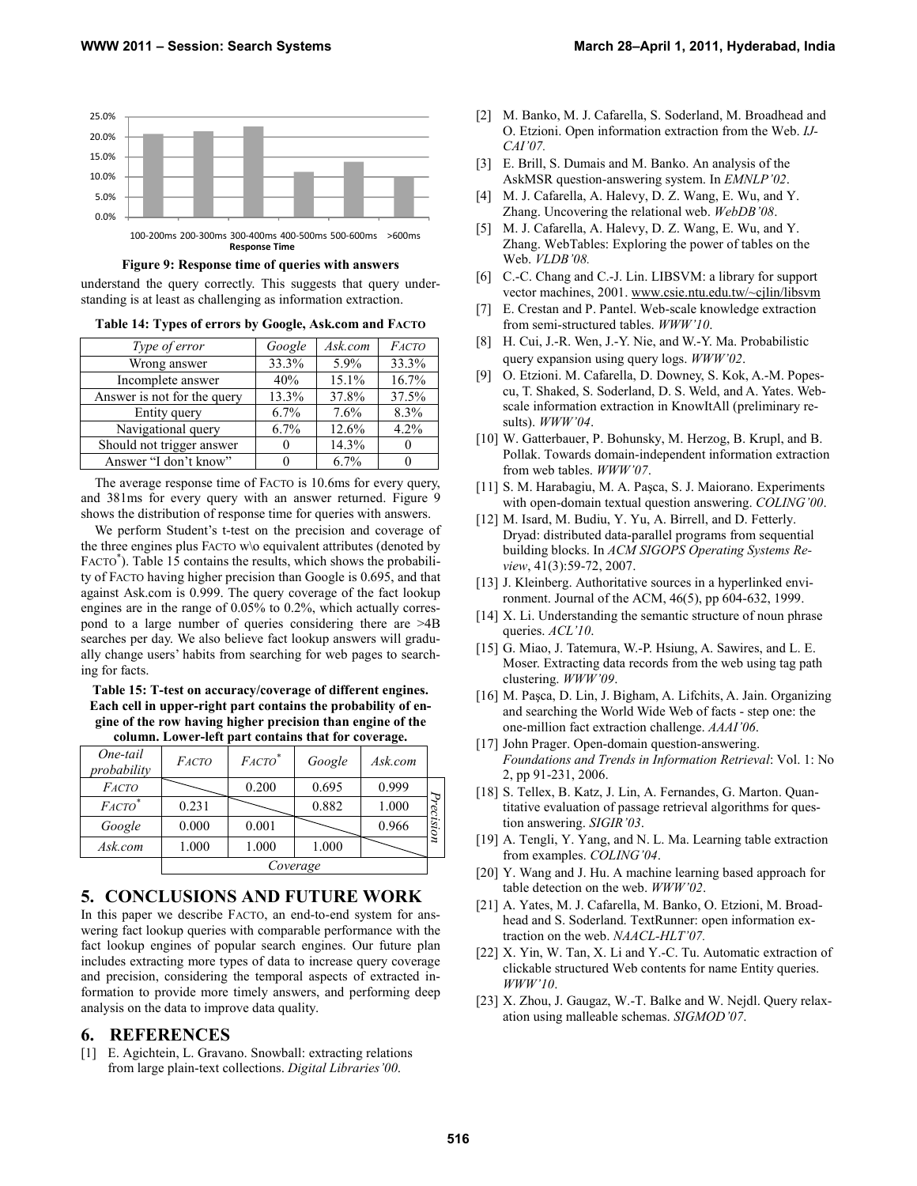25.0%
20.0%
15.0%
10.0%
5.0%
0.0%

100-200ms 200-300ms 300-400ms 400-500ms 500-600ms >600ms

Response Time

**Figure 9: Response time of queries with answers**

understand the query correctly. This suggests that query understanding is at least as challenging as information extraction.

**Table 14: Types of errors by Google, Ask.com and FACTO**

| *Type of error* | *Google* | *Ask.com* | *FACTO* |
|---|---|---|---|
| Wrong answer | 33.3% | 5.9% | 33.3% |
| Incomplete answer | 40% | 15.1% | 16.7% |
| Answer is not for the query | 13.3% | 37.8% | 37.5% |
| Entity query | 6.7% | 7.6% | 8.3% |
| Navigational query | 6.7% | 12.6% | 4.2% |
| Should not trigger answer | 0 | 14.3% | 0 |
| Answer "I don't know" | 0 | 6.7% | 0 |

The average response time of FACTO is 10.6ms for every query, and 381ms for every query with an answer returned. Figure 9 shows the distribution of response time for queries with answers.

We perform Student's t-test on the precision and coverage of the three engines plus FACTO w\o equivalent attributes (denoted by FACTO*). Table 15 contains the results, which shows the probability of FACTO having higher precision than Google is 0.695, and that against Ask.com is 0.999. The query coverage of the fact lookup engines are in the range of 0.05% to 0.2%, which actually correspond to a large number of queries considering there are >4B searches per day. We also believe fact lookup answers will gradually change users' habits from searching for web pages to searching for facts.

**Table 15: T-test on accuracy/coverage of different engines. Each cell in upper-right part contains the probability of engine of the row having higher precision than engine of the column. Lower-left part contains that for coverage.**

| *One-tail probability* | *FACTO* | *FACTO** | *Google* | *Ask.com* | |
|---|---|---|---|---|---|
| *FACTO* | | 0.200 | 0.695 | 0.999 | *Precision* |
| *FACTO** | 0.231 | | 0.882 | 1.000 | |
| *Google* | 0.000 | 0.001 | | 0.966 | |
| *Ask.com* | 1.000 | 1.000 | 1.000 | | |
| | *Coverage* | | | | |

## 5. CONCLUSIONS AND FUTURE WORK

In this paper we describe FACTO, an end-to-end system for answering fact lookup queries with comparable performance with the fact lookup engines of popular search engines. Our future plan includes extracting more types of data to increase query coverage and precision, considering the temporal aspects of extracted information to provide more timely answers, and performing deep analysis on the data to improve data quality.

## 6. REFERENCES

[1] E. Agichtein, L. Gravano. Snowball: extracting relations from large plain-text collections. *Digital Libraries'00*.

[2] M. Banko, M. J. Cafarella, S. Soderland, M. Broadhead and O. Etzioni. Open information extraction from the Web. *IJCAI'07.*

[3] E. Brill, S. Dumais and M. Banko. An analysis of the AskMSR question-answering system. In *EMNLP'02*.

[4] M. J. Cafarella, A. Halevy, D. Z. Wang, E. Wu, and Y. Zhang. Uncovering the relational web. *WebDB'08*.

[5] M. J. Cafarella, A. Halevy, D. Z. Wang, E. Wu, and Y. Zhang. WebTables: Exploring the power of tables on the Web. *VLDB'08.*

[6] C.-C. Chang and C.-J. Lin. LIBSVM: a library for support vector machines, 2001. www.csie.ntu.edu.tw/~cjlin/libsvm

[7] E. Crestan and P. Pantel. Web-scale knowledge extraction from semi-structured tables. *WWW'10*.

[8] H. Cui, J.-R. Wen, J.-Y. Nie, and W.-Y. Ma. Probabilistic query expansion using query logs. *WWW'02*.

[9] O. Etzioni. M. Cafarella, D. Downey, S. Kok, A.-M. Popescu, T. Shaked, S. Soderland, D. S. Weld, and A. Yates. Web-scale information extraction in KnowItAll (preliminary results). *WWW'04*.

[10] W. Gatterbauer, P. Bohunsky, M. Herzog, B. Krupl, and B. Pollak. Towards domain-independent information extraction from web tables. *WWW'07*.

[11] S. M. Harabagiu, M. A. Paşca, S. J. Maiorano. Experiments with open-domain textual question answering. *COLING'00*.

[12] M. Isard, M. Budiu, Y. Yu, A. Birrell, and D. Fetterly. Dryad: distributed data-parallel programs from sequential building blocks. In *ACM SIGOPS Operating Systems Review*, 41(3):59-72, 2007.

[13] J. Kleinberg. Authoritative sources in a hyperlinked environment. Journal of the ACM, 46(5), pp 604-632, 1999.

[14] X. Li. Understanding the semantic structure of noun phrase queries. *ACL'10*.

[15] G. Miao, J. Tatemura, W.-P. Hsiung, A. Sawires, and L. E. Moser. Extracting data records from the web using tag path clustering. *WWW'09*.

[16] M. Paşca, D. Lin, J. Bigham, A. Lifchits, A. Jain. Organizing and searching the World Wide Web of facts - step one: the one-million fact extraction challenge. *AAAI'06*.

[17] John Prager. Open-domain question-answering. *Foundations and Trends in Information Retrieval*: Vol. 1: No 2, pp 91-231, 2006.

[18] S. Tellex, B. Katz, J. Lin, A. Fernandes, G. Marton. Quantitative evaluation of passage retrieval algorithms for question answering. *SIGIR'03*.

[19] A. Tengli, Y. Yang, and N. L. Ma. Learning table extraction from examples. *COLING'04*.

[20] Y. Wang and J. Hu. A machine learning based approach for table detection on the web. *WWW'02*.

[21] A. Yates, M. J. Cafarella, M. Banko, O. Etzioni, M. Broadhead and S. Soderland. TextRunner: open information extraction on the web. *NAACL-HLT'07.*

[22] X. Yin, W. Tan, X. Li and Y.-C. Tu. Automatic extraction of clickable structured Web contents for name Entity queries. *WWW'10*.

[23] X. Zhou, J. Gaugaz, W.-T. Balke and W. Nejdl. Query relaxation using malleable schemas. *SIGMOD'07*.